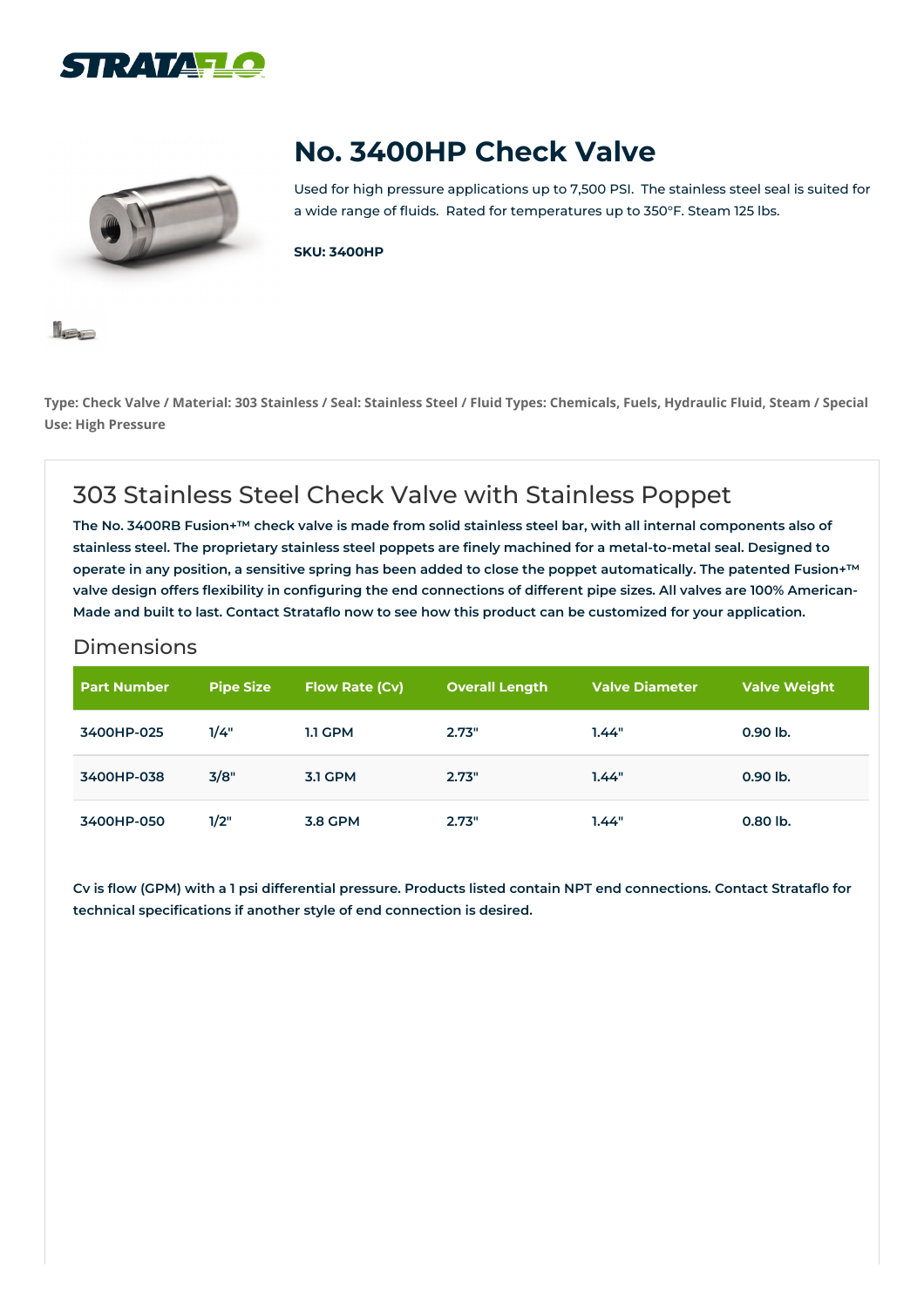# No. 3400HP Check Valve

Used for high pressure applications up to 7,500 PSI. The stainless steel seal is suited for a wide range of fluids. Rated for temperatures up to 350°F. Steam 125 lbs.

**SKU: 3400HP**

**Type: Check Valve / Material: 303 Stainless / Seal: Stainless Steel / Fluid Types: Chemicals, Fuels, Hydraulic Fluid, Steam / Special Use: High Pressure**

## 303 Stainless Steel Check Valve with Stainless Poppet

**The No. 3400RB Fusion+™ check valve is made from solid stainless steel bar, with all internal components also of stainless steel. The proprietary stainless steel poppets are finely machined for a metal-to-metal seal. Designed to operate in any position, a sensitive spring has been added to close the poppet automatically. The patented Fusion+™ valve design offers flexibility in configuring the end connections of different pipe sizes. All valves are 100% American-Made and built to last. Contact Strataflo now to see how this product can be customized for your application.**

### Dimensions

| Part Number | Pipe Size | Flow Rate (Cv) | Overall Length | Valve Diameter | Valve Weight |
|---|---|---|---|---|---|
| 3400HP-025 | 1/4" | 1.1 GPM | 2.73" | 1.44" | 0.90 lb. |
| 3400HP-038 | 3/8" | 3.1 GPM | 2.73" | 1.44" | 0.90 lb. |
| 3400HP-050 | 1/2" | 3.8 GPM | 2.73" | 1.44" | 0.80 lb. |

**Cv is flow (GPM) with a 1 psi differential pressure. Products listed contain NPT end connections. Contact Strataflo for technical specifications if another style of end connection is desired.**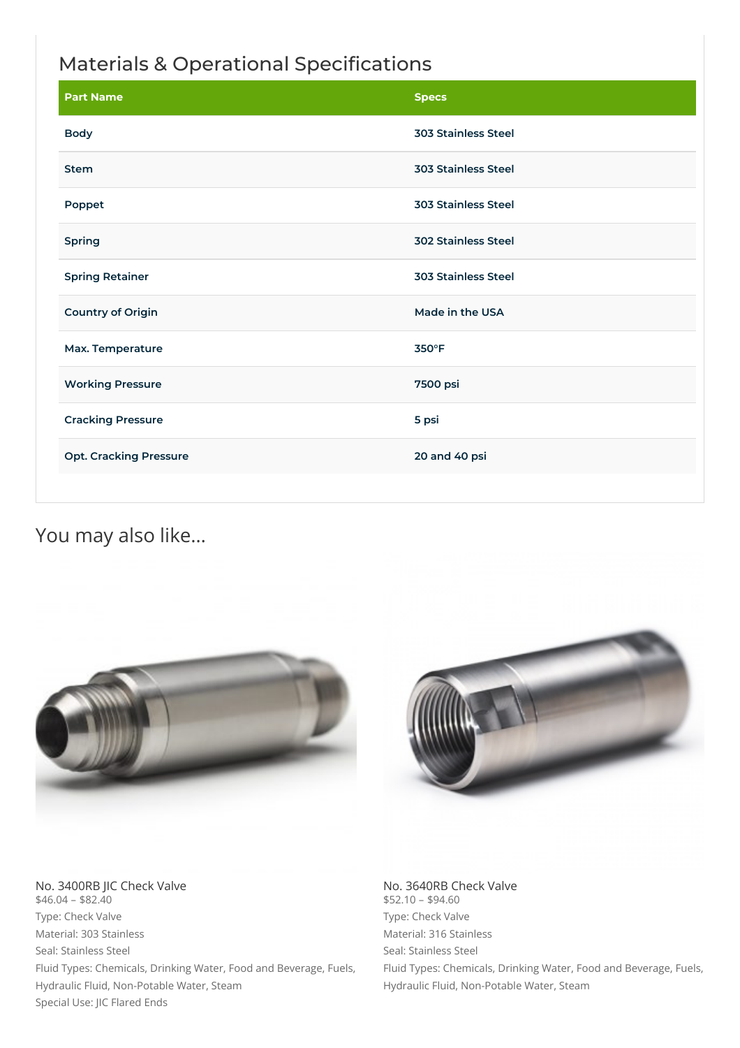## Materials & Operational Specifications

| Part Name | Specs |
| --- | --- |
| Body | 303 Stainless Steel |
| Stem | 303 Stainless Steel |
| Poppet | 303 Stainless Steel |
| Spring | 302 Stainless Steel |
| Spring Retainer | 303 Stainless Steel |
| Country of Origin | Made in the USA |
| Max. Temperature | 350°F |
| Working Pressure | 7500 psi |
| Cracking Pressure | 5 psi |
| Opt. Cracking Pressure | 20 and 40 psi |

## You may also like...

No. 3400RB JIC Check Valve
$46.04 – $82.40
Type: Check Valve
Material: 303 Stainless
Seal: Stainless Steel
Fluid Types: Chemicals, Drinking Water, Food and Beverage, Fuels, Hydraulic Fluid, Non-Potable Water, Steam
Special Use: JIC Flared Ends

No. 3640RB Check Valve
$52.10 – $94.60
Type: Check Valve
Material: 316 Stainless
Seal: Stainless Steel
Fluid Types: Chemicals, Drinking Water, Food and Beverage, Fuels, Hydraulic Fluid, Non-Potable Water, Steam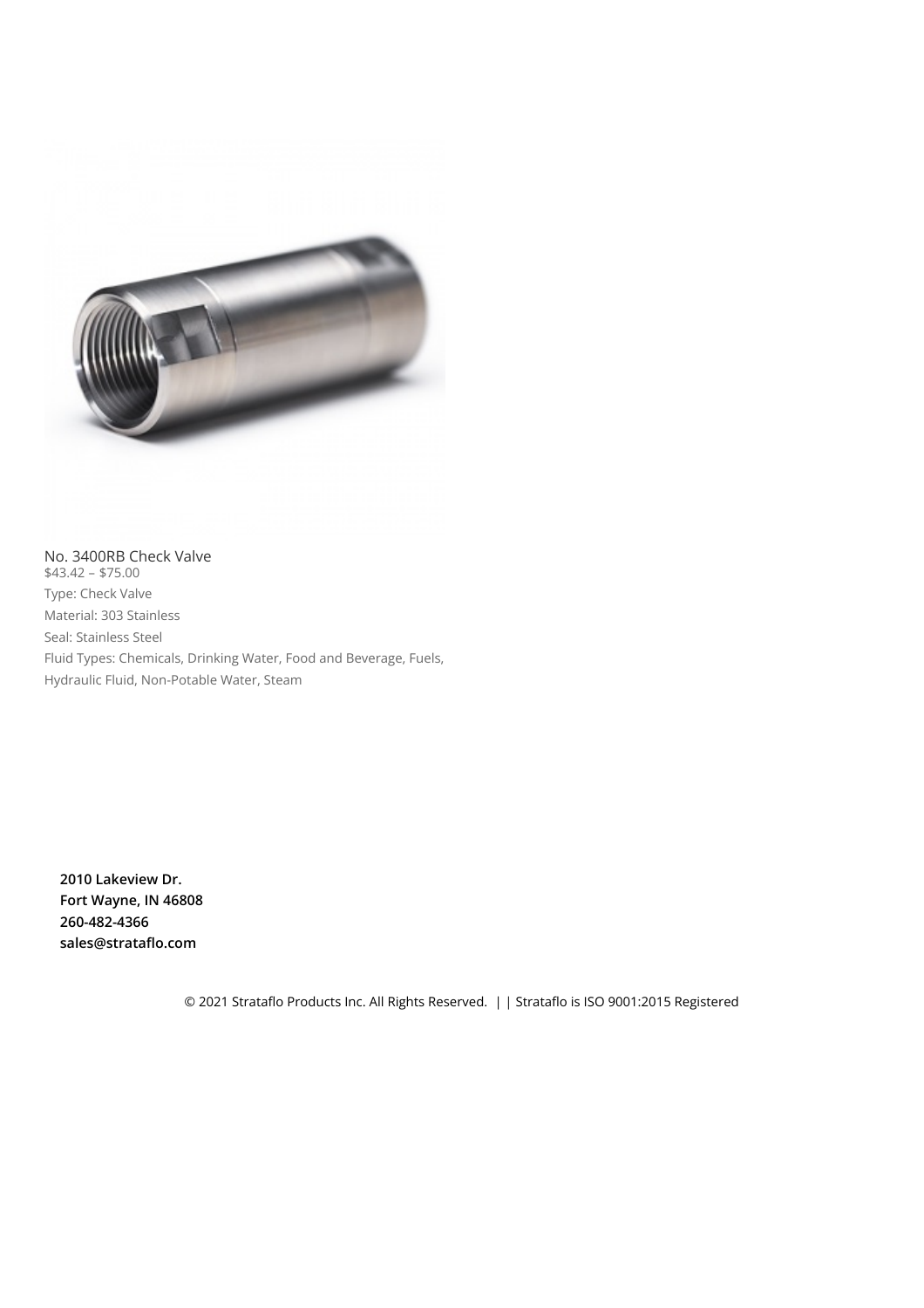No. 3400RB Check Valve
$43.42 – $75.00

Type: Check Valve
Material: 303 Stainless
Seal: Stainless Steel
Fluid Types: Chemicals, Drinking Water, Food and Beverage, Fuels, Hydraulic Fluid, Non-Potable Water, Steam

**2010 Lakeview Dr.**
**Fort Wayne, IN 46808**
**260-482-4366**
**sales@strataflo.com**

© 2021 Strataflo Products Inc. All Rights Reserved. | | Strataflo is ISO 9001:2015 Registered